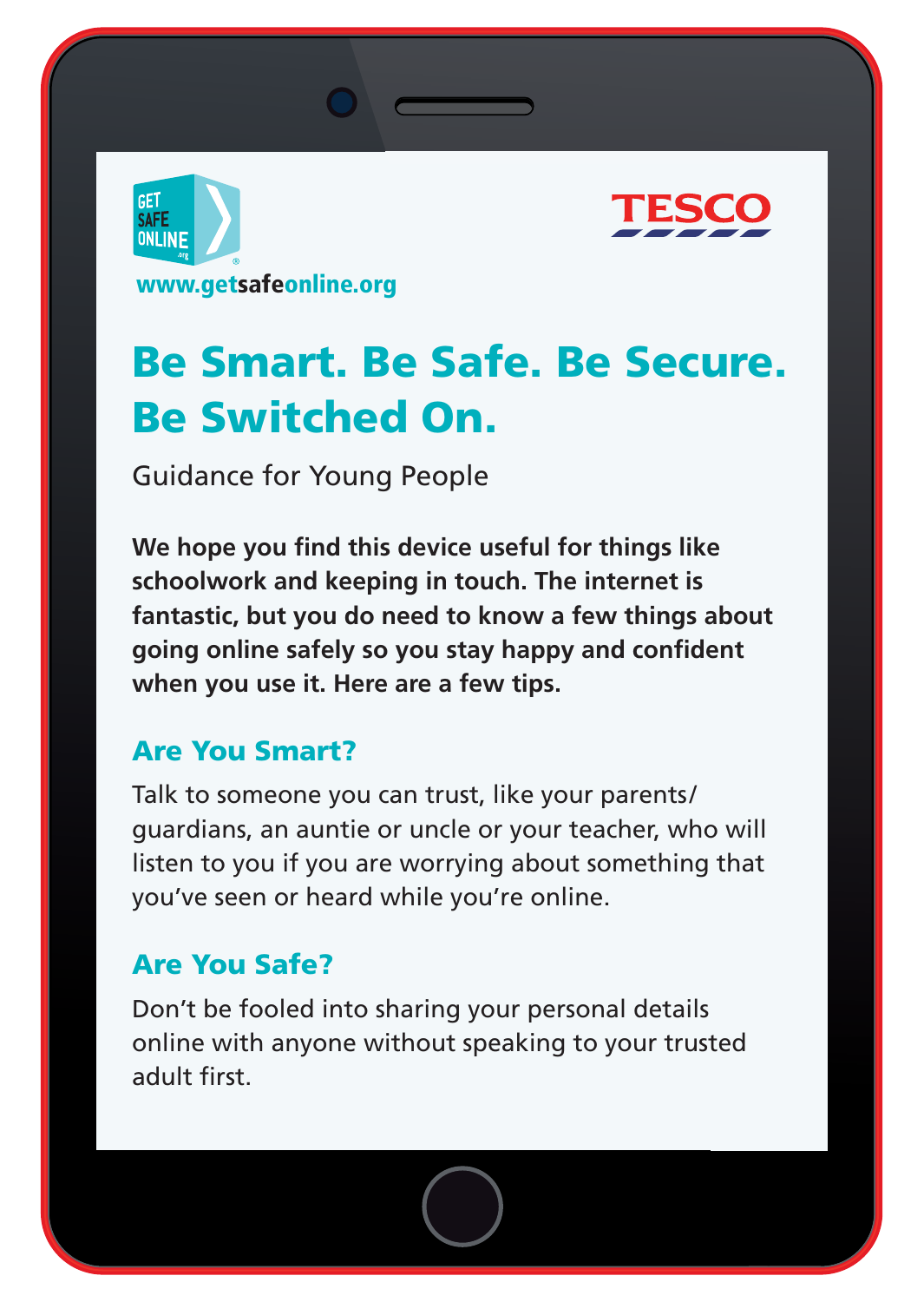GET SAFE ONLINE

www.getsafeonline.org

TESCO

# Be Smart. Be Safe. Be Secure. Be Switched On.

Guidance for Young People

**We hope you find this device useful for things like schoolwork and keeping in touch. The internet is fantastic, but you do need to know a few things about going online safely so you stay happy and confident when you use it. Here are a few tips.**

## Are You Smart?

Talk to someone you can trust, like your parents/guardians, an auntie or uncle or your teacher, who will listen to you if you are worrying about something that you've seen or heard while you're online.

## Are You Safe?

Don't be fooled into sharing your personal details online with anyone without speaking to your trusted adult first.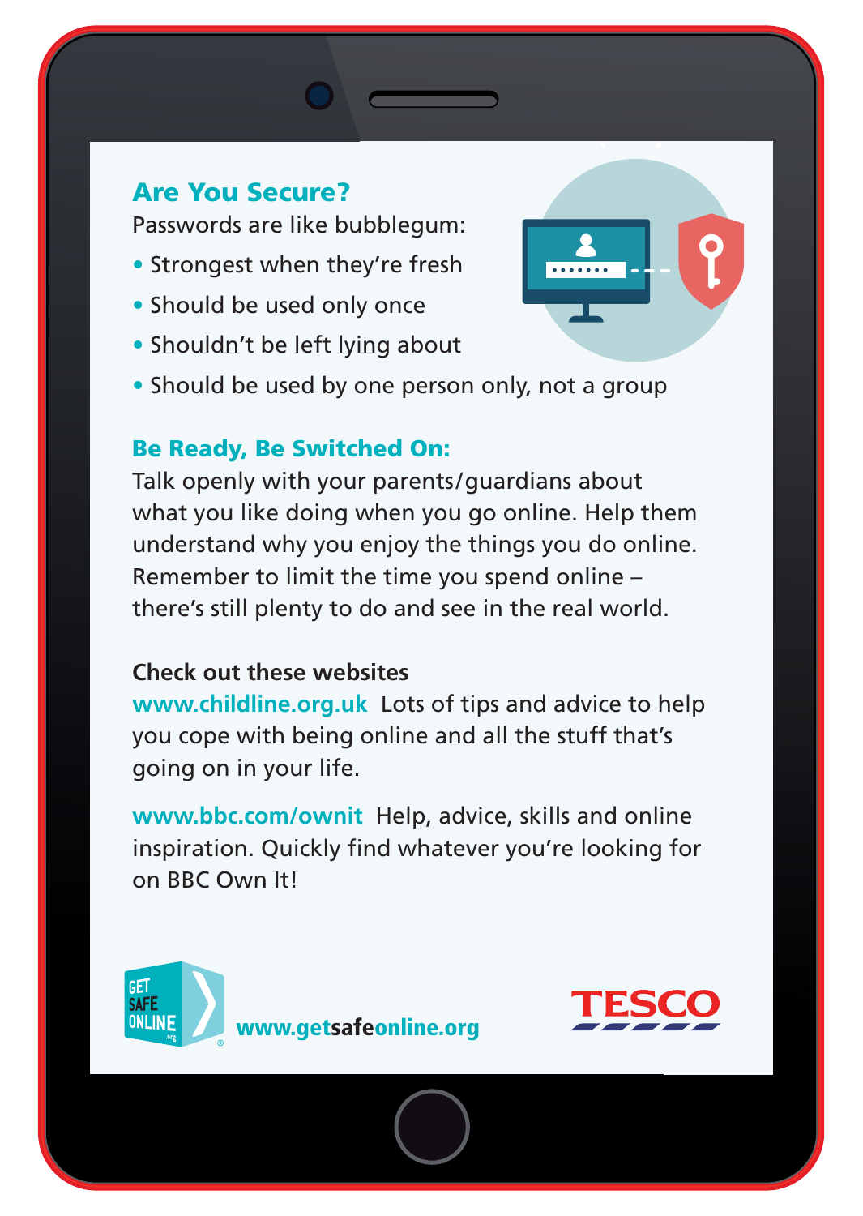## Are You Secure?

Passwords are like bubblegum:

- Strongest when they're fresh
- Should be used only once
- Shouldn't be left lying about
- Should be used by one person only, not a group

## Be Ready, Be Switched On:

Talk openly with your parents/guardians about what you like doing when you go online. Help them understand why you enjoy the things you do online. Remember to limit the time you spend online – there's still plenty to do and see in the real world.

**Check out these websites**

**www.childline.org.uk** Lots of tips and advice to help you cope with being online and all the stuff that's going on in your life.

**www.bbc.com/ownit** Help, advice, skills and online inspiration. Quickly find whatever you're looking for on BBC Own It!

GET SAFE ONLINE .org

www.getsafeonline.org

TESCO